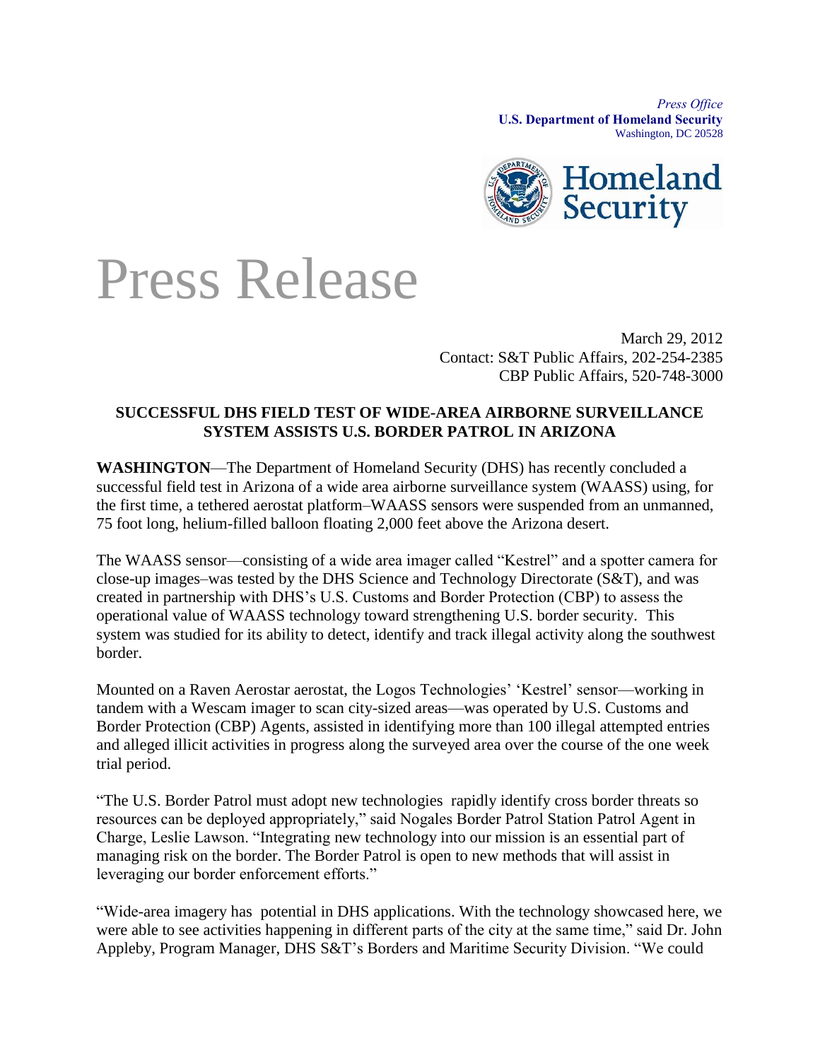*Press Office*
**U.S. Department of Homeland Security**
Washington, DC 20528

Homeland Security

# Press Release

March 29, 2012
Contact: S&T Public Affairs, 202-254-2385
CBP Public Affairs, 520-748-3000

**SUCCESSFUL DHS FIELD TEST OF WIDE-AREA AIRBORNE SURVEILLANCE SYSTEM ASSISTS U.S. BORDER PATROL IN ARIZONA**

**WASHINGTON**—The Department of Homeland Security (DHS) has recently concluded a successful field test in Arizona of a wide area airborne surveillance system (WAASS) using, for the first time, a tethered aerostat platform–WAASS sensors were suspended from an unmanned, 75 foot long, helium-filled balloon floating 2,000 feet above the Arizona desert.

The WAASS sensor—consisting of a wide area imager called "Kestrel" and a spotter camera for close-up images–was tested by the DHS Science and Technology Directorate (S&T), and was created in partnership with DHS's U.S. Customs and Border Protection (CBP) to assess the operational value of WAASS technology toward strengthening U.S. border security. This system was studied for its ability to detect, identify and track illegal activity along the southwest border.

Mounted on a Raven Aerostar aerostat, the Logos Technologies' 'Kestrel' sensor—working in tandem with a Wescam imager to scan city-sized areas—was operated by U.S. Customs and Border Protection (CBP) Agents, assisted in identifying more than 100 illegal attempted entries and alleged illicit activities in progress along the surveyed area over the course of the one week trial period.

"The U.S. Border Patrol must adopt new technologies rapidly identify cross border threats so resources can be deployed appropriately," said Nogales Border Patrol Station Patrol Agent in Charge, Leslie Lawson. "Integrating new technology into our mission is an essential part of managing risk on the border. The Border Patrol is open to new methods that will assist in leveraging our border enforcement efforts."

"Wide-area imagery has potential in DHS applications. With the technology showcased here, we were able to see activities happening in different parts of the city at the same time," said Dr. John Appleby, Program Manager, DHS S&T's Borders and Maritime Security Division. "We could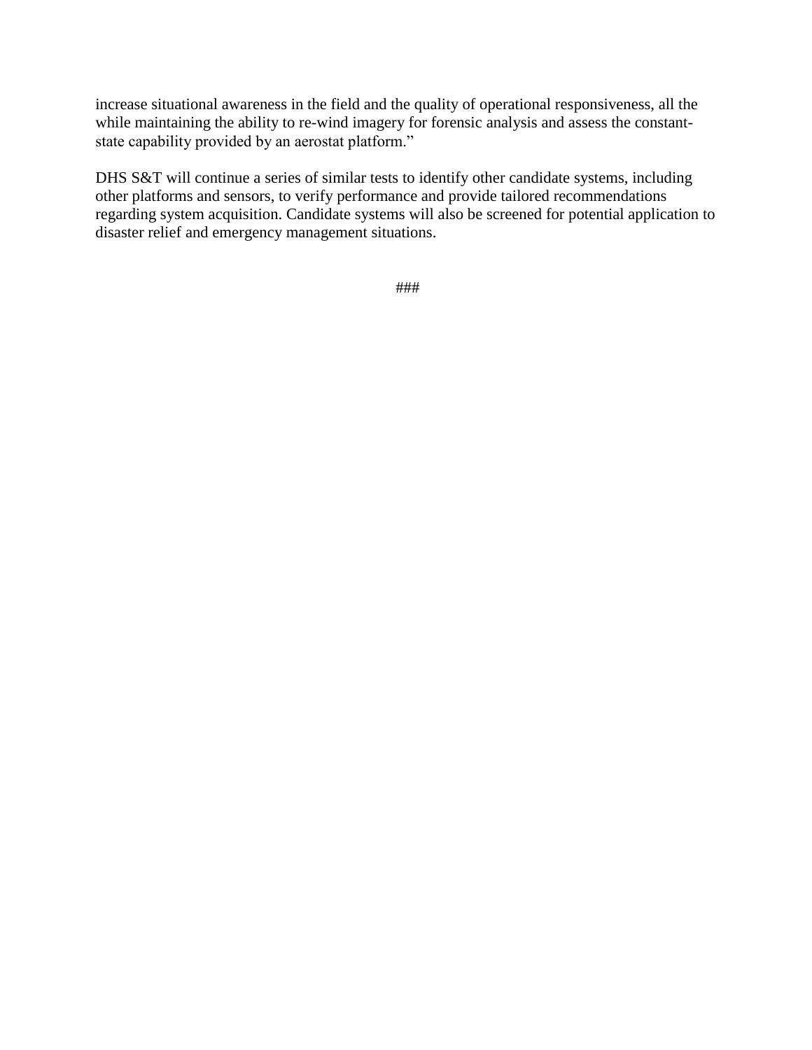increase situational awareness in the field and the quality of operational responsiveness, all the while maintaining the ability to re-wind imagery for forensic analysis and assess the constant-state capability provided by an aerostat platform."

DHS S&T will continue a series of similar tests to identify other candidate systems, including other platforms and sensors, to verify performance and provide tailored recommendations regarding system acquisition. Candidate systems will also be screened for potential application to disaster relief and emergency management situations.

###